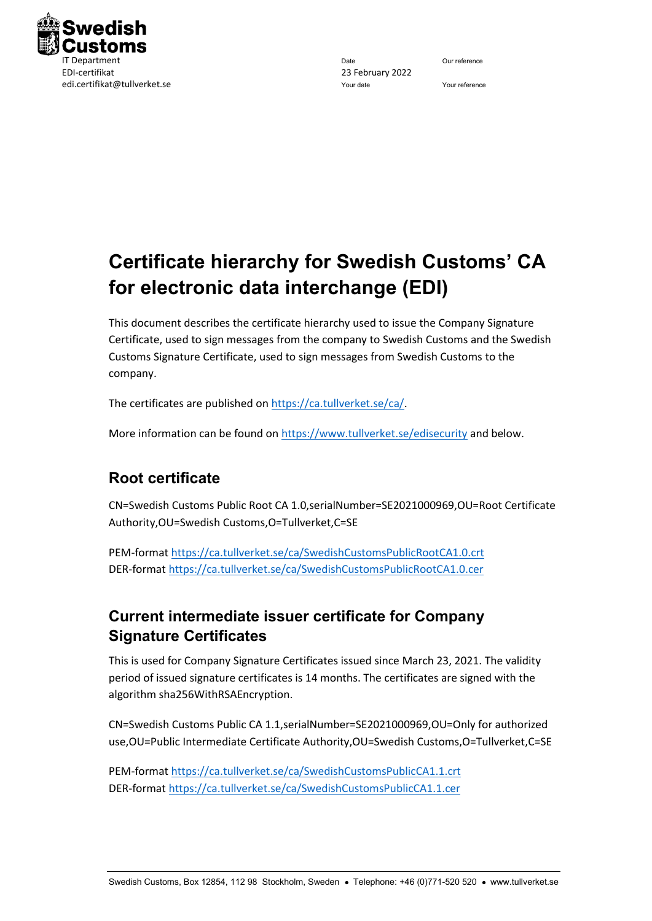Swedish Customs
IT Department
EDI-certifikat
edi.certifikat@tullverket.se

Date
23 February 2022

Our reference

Your date

Your reference

# Certificate hierarchy for Swedish Customs' CA for electronic data interchange (EDI)

This document describes the certificate hierarchy used to issue the Company Signature Certificate, used to sign messages from the company to Swedish Customs and the Swedish Customs Signature Certificate, used to sign messages from Swedish Customs to the company.

The certificates are published on https://ca.tullverket.se/ca/.

More information can be found on https://www.tullverket.se/edisecurity and below.

## Root certificate

CN=Swedish Customs Public Root CA 1.0,serialNumber=SE2021000969,OU=Root Certificate Authority,OU=Swedish Customs,O=Tullverket,C=SE

PEM-format https://ca.tullverket.se/ca/SwedishCustomsPublicRootCA1.0.crt
DER-format https://ca.tullverket.se/ca/SwedishCustomsPublicRootCA1.0.cer

## Current intermediate issuer certificate for Company Signature Certificates

This is used for Company Signature Certificates issued since March 23, 2021. The validity period of issued signature certificates is 14 months. The certificates are signed with the algorithm sha256WithRSAEncryption.

CN=Swedish Customs Public CA 1.1,serialNumber=SE2021000969,OU=Only for authorized use,OU=Public Intermediate Certificate Authority,OU=Swedish Customs,O=Tullverket,C=SE

PEM-format https://ca.tullverket.se/ca/SwedishCustomsPublicCA1.1.crt
DER-format https://ca.tullverket.se/ca/SwedishCustomsPublicCA1.1.cer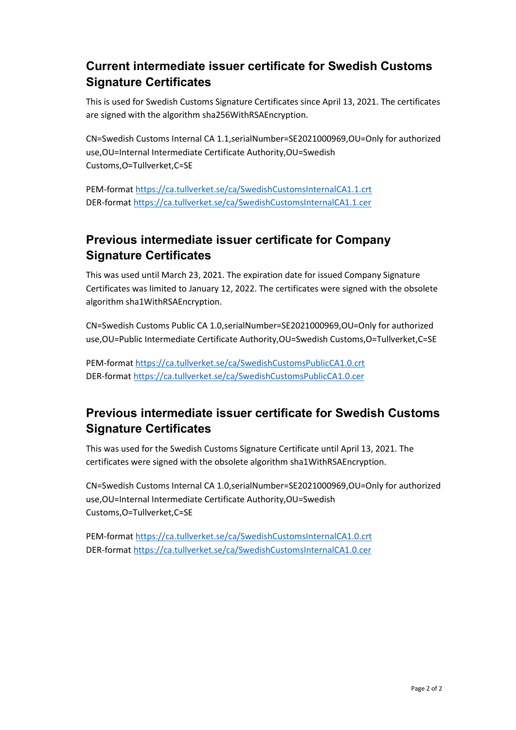## Current intermediate issuer certificate for Swedish Customs Signature Certificates

This is used for Swedish Customs Signature Certificates since April 13, 2021. The certificates are signed with the algorithm sha256WithRSAEncryption.

CN=Swedish Customs Internal CA 1.1,serialNumber=SE2021000969,OU=Only for authorized use,OU=Internal Intermediate Certificate Authority,OU=Swedish Customs,O=Tullverket,C=SE

PEM-format https://ca.tullverket.se/ca/SwedishCustomsInternalCA1.1.crt
DER-format https://ca.tullverket.se/ca/SwedishCustomsInternalCA1.1.cer

## Previous intermediate issuer certificate for Company Signature Certificates

This was used until March 23, 2021. The expiration date for issued Company Signature Certificates was limited to January 12, 2022. The certificates were signed with the obsolete algorithm sha1WithRSAEncryption.

CN=Swedish Customs Public CA 1.0,serialNumber=SE2021000969,OU=Only for authorized use,OU=Public Intermediate Certificate Authority,OU=Swedish Customs,O=Tullverket,C=SE

PEM-format https://ca.tullverket.se/ca/SwedishCustomsPublicCA1.0.crt
DER-format https://ca.tullverket.se/ca/SwedishCustomsPublicCA1.0.cer

## Previous intermediate issuer certificate for Swedish Customs Signature Certificates

This was used for the Swedish Customs Signature Certificate until April 13, 2021. The certificates were signed with the obsolete algorithm sha1WithRSAEncryption.

CN=Swedish Customs Internal CA 1.0,serialNumber=SE2021000969,OU=Only for authorized use,OU=Internal Intermediate Certificate Authority,OU=Swedish Customs,O=Tullverket,C=SE

PEM-format https://ca.tullverket.se/ca/SwedishCustomsInternalCA1.0.crt
DER-format https://ca.tullverket.se/ca/SwedishCustomsInternalCA1.0.cer